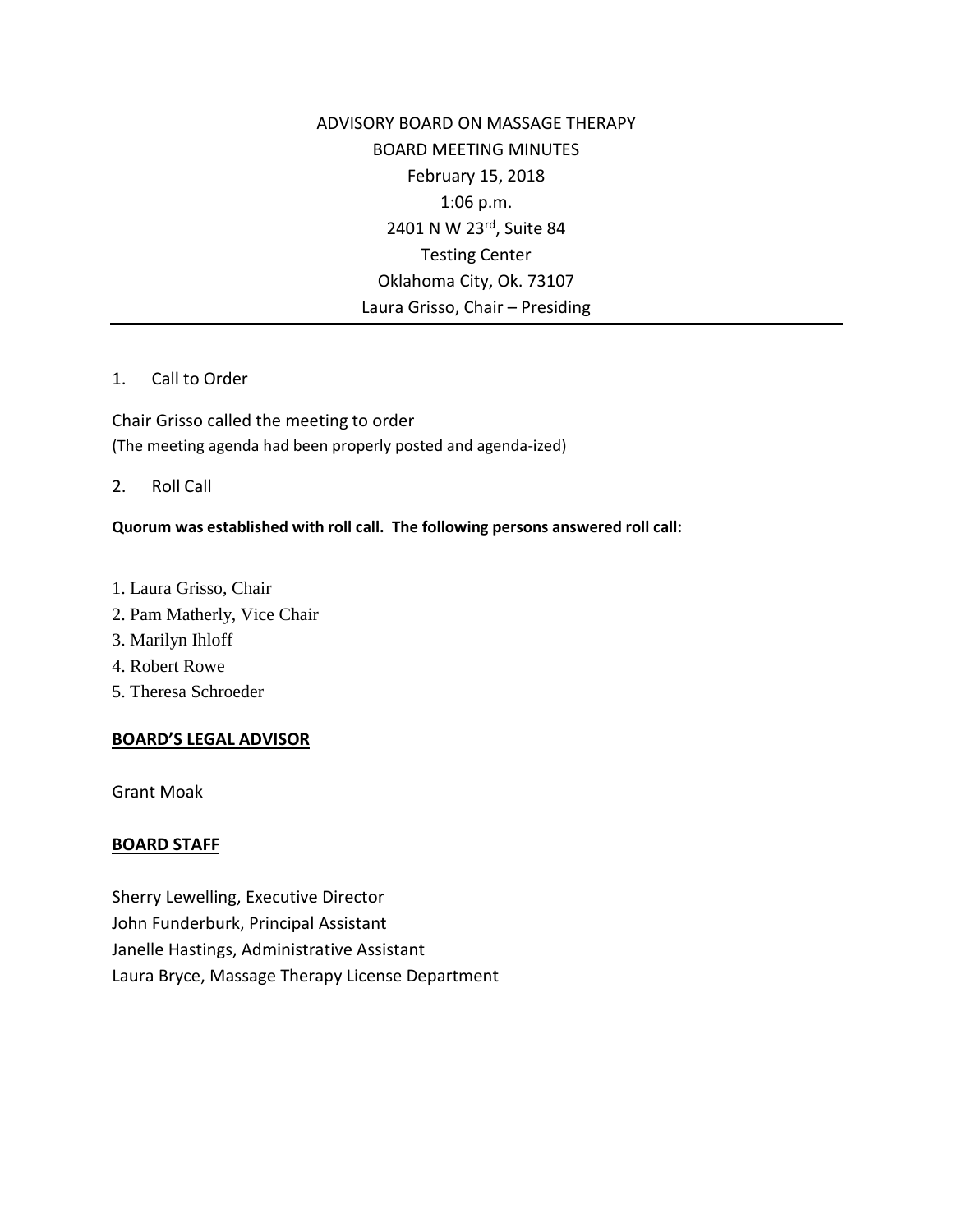ADVISORY BOARD ON MASSAGE THERAPY
BOARD MEETING MINUTES
February 15, 2018
1:06 p.m.
2401 N W 23rd, Suite 84
Testing Center
Oklahoma City, Ok. 73107
Laura Grisso, Chair – Presiding

---

1. Call to Order

Chair Grisso called the meeting to order
(The meeting agenda had been properly posted and agenda-ized)

2. Roll Call

**Quorum was established with roll call. The following persons answered roll call:**

1. Laura Grisso, Chair
2. Pam Matherly, Vice Chair
3. Marilyn Ihloff
4. Robert Rowe
5. Theresa Schroeder

**BOARD'S LEGAL ADVISOR**

Grant Moak

**BOARD STAFF**

Sherry Lewelling, Executive Director
John Funderburk, Principal Assistant
Janelle Hastings, Administrative Assistant
Laura Bryce, Massage Therapy License Department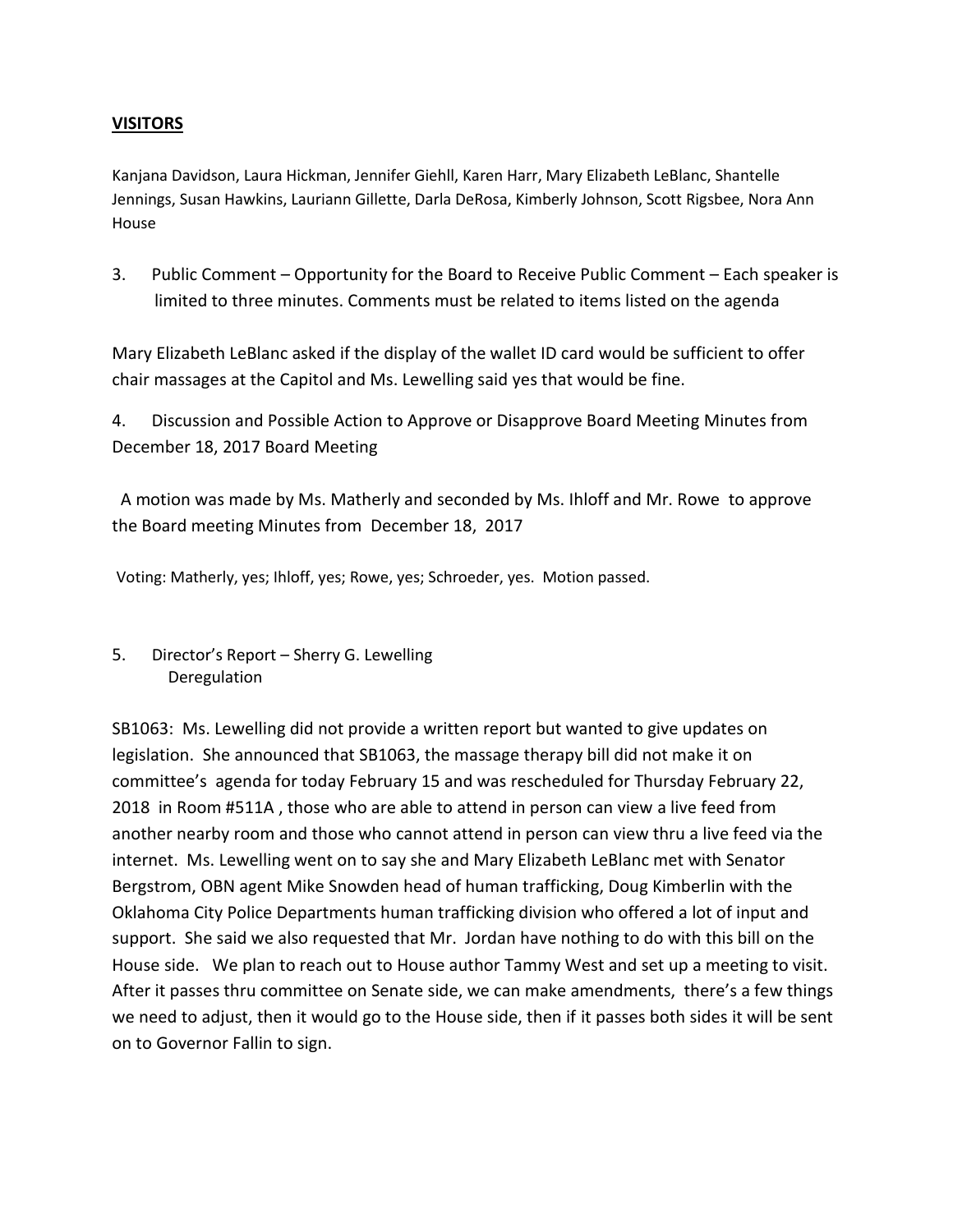## **VISITORS**

Kanjana Davidson, Laura Hickman, Jennifer Giehll, Karen Harr, Mary Elizabeth LeBlanc, Shantelle Jennings, Susan Hawkins, Lauriann Gillette, Darla DeRosa, Kimberly Johnson, Scott Rigsbee, Nora Ann House

3. Public Comment – Opportunity for the Board to Receive Public Comment – Each speaker is limited to three minutes. Comments must be related to items listed on the agenda

Mary Elizabeth LeBlanc asked if the display of the wallet ID card would be sufficient to offer chair massages at the Capitol and Ms. Lewelling said yes that would be fine.

4. Discussion and Possible Action to Approve or Disapprove Board Meeting Minutes from December 18, 2017 Board Meeting

A motion was made by Ms. Matherly and seconded by Ms. Ihloff and Mr. Rowe to approve the Board meeting Minutes from December 18, 2017

Voting: Matherly, yes; Ihloff, yes; Rowe, yes; Schroeder, yes. Motion passed.

5. Director's Report – Sherry G. Lewelling
   Deregulation

SB1063: Ms. Lewelling did not provide a written report but wanted to give updates on legislation. She announced that SB1063, the massage therapy bill did not make it on committee's agenda for today February 15 and was rescheduled for Thursday February 22, 2018 in Room #511A , those who are able to attend in person can view a live feed from another nearby room and those who cannot attend in person can view thru a live feed via the internet. Ms. Lewelling went on to say she and Mary Elizabeth LeBlanc met with Senator Bergstrom, OBN agent Mike Snowden head of human trafficking, Doug Kimberlin with the Oklahoma City Police Departments human trafficking division who offered a lot of input and support. She said we also requested that Mr. Jordan have nothing to do with this bill on the House side. We plan to reach out to House author Tammy West and set up a meeting to visit. After it passes thru committee on Senate side, we can make amendments, there's a few things we need to adjust, then it would go to the House side, then if it passes both sides it will be sent on to Governor Fallin to sign.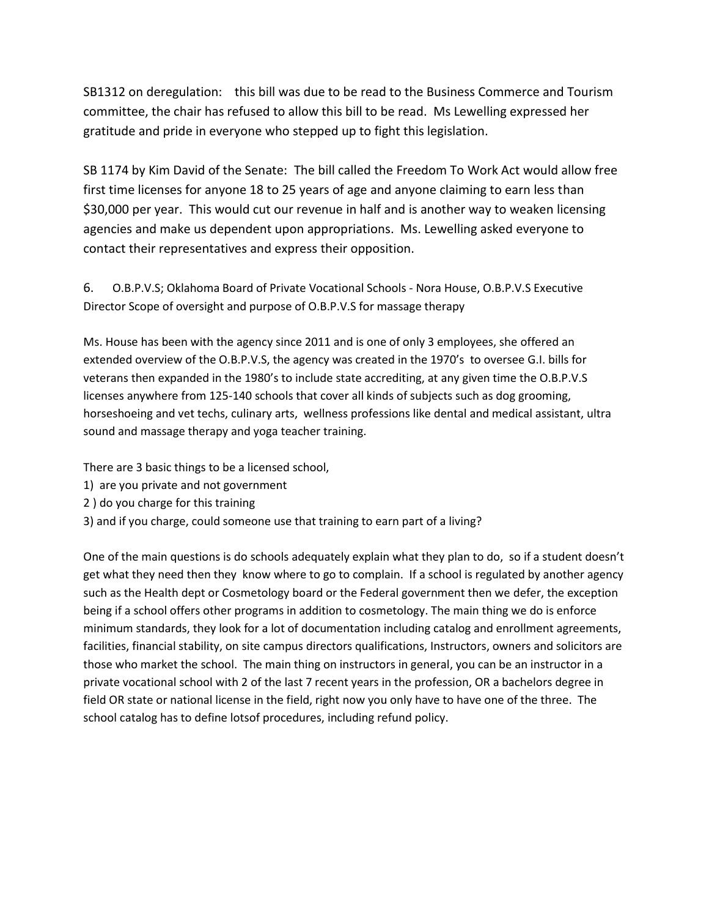SB1312 on deregulation: this bill was due to be read to the Business Commerce and Tourism committee, the chair has refused to allow this bill to be read. Ms Lewelling expressed her gratitude and pride in everyone who stepped up to fight this legislation.

SB 1174 by Kim David of the Senate: The bill called the Freedom To Work Act would allow free first time licenses for anyone 18 to 25 years of age and anyone claiming to earn less than $30,000 per year. This would cut our revenue in half and is another way to weaken licensing agencies and make us dependent upon appropriations. Ms. Lewelling asked everyone to contact their representatives and express their opposition.

6. O.B.P.V.S; Oklahoma Board of Private Vocational Schools - Nora House, O.B.P.V.S Executive Director Scope of oversight and purpose of O.B.P.V.S for massage therapy

Ms. House has been with the agency since 2011 and is one of only 3 employees, she offered an extended overview of the O.B.P.V.S, the agency was created in the 1970's to oversee G.I. bills for veterans then expanded in the 1980's to include state accrediting, at any given time the O.B.P.V.S licenses anywhere from 125-140 schools that cover all kinds of subjects such as dog grooming, horseshoeing and vet techs, culinary arts, wellness professions like dental and medical assistant, ultra sound and massage therapy and yoga teacher training.

There are 3 basic things to be a licensed school,
1) are you private and not government
2 ) do you charge for this training
3) and if you charge, could someone use that training to earn part of a living?

One of the main questions is do schools adequately explain what they plan to do, so if a student doesn't get what they need then they know where to go to complain. If a school is regulated by another agency such as the Health dept or Cosmetology board or the Federal government then we defer, the exception being if a school offers other programs in addition to cosmetology. The main thing we do is enforce minimum standards, they look for a lot of documentation including catalog and enrollment agreements, facilities, financial stability, on site campus directors qualifications, Instructors, owners and solicitors are those who market the school. The main thing on instructors in general, you can be an instructor in a private vocational school with 2 of the last 7 recent years in the profession, OR a bachelors degree in field OR state or national license in the field, right now you only have to have one of the three. The school catalog has to define lotsof procedures, including refund policy.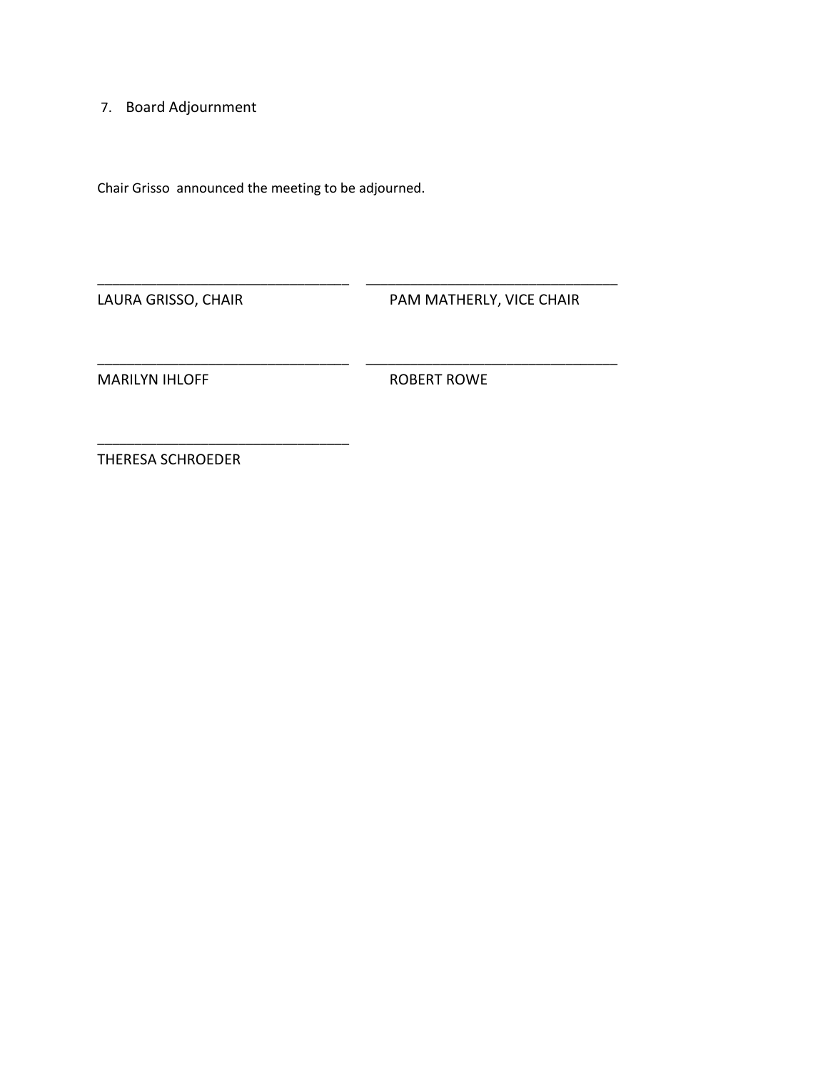7. Board Adjournment

Chair Grisso  announced the meeting to be adjourned.

_________________________________ _________________________________

LAURA GRISSO, CHAIR PAM MATHERLY, VICE CHAIR

_________________________________ _________________________________

MARILYN IHLOFF ROBERT ROWE

_________________________________

THERESA SCHROEDER